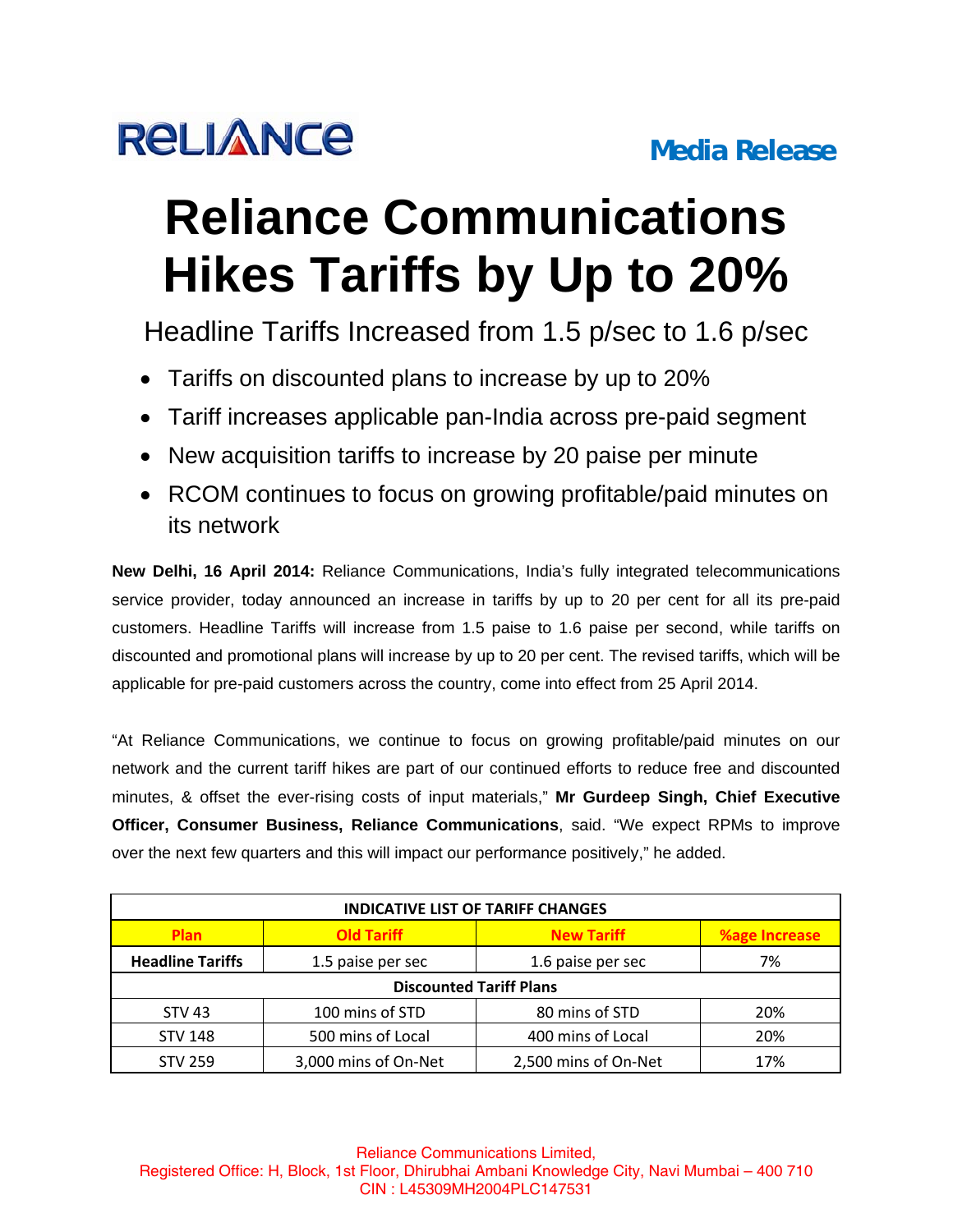RELIANCE

**Media Release**

# Reliance Communications Hikes Tariffs by Up to 20%

## Headline Tariffs Increased from 1.5 p/sec to 1.6 p/sec

- Tariffs on discounted plans to increase by up to 20%
- Tariff increases applicable pan-India across pre-paid segment
- New acquisition tariffs to increase by 20 paise per minute
- RCOM continues to focus on growing profitable/paid minutes on its network

**New Delhi, 16 April 2014:** Reliance Communications, India's fully integrated telecommunications service provider, today announced an increase in tariffs by up to 20 per cent for all its pre-paid customers. Headline Tariffs will increase from 1.5 paise to 1.6 paise per second, while tariffs on discounted and promotional plans will increase by up to 20 per cent. The revised tariffs, which will be applicable for pre-paid customers across the country, come into effect from 25 April 2014.

"At Reliance Communications, we continue to focus on growing profitable/paid minutes on our network and the current tariff hikes are part of our continued efforts to reduce free and discounted minutes, & offset the ever-rising costs of input materials," **Mr Gurdeep Singh, Chief Executive Officer, Consumer Business, Reliance Communications**, said. "We expect RPMs to improve over the next few quarters and this will impact our performance positively," he added.

| INDICATIVE LIST OF TARIFF CHANGES | | | |
|---|---|---|---|
| **Plan** | **Old Tariff** | **New Tariff** | **%age Increase** |
| **Headline Tariffs** | 1.5 paise per sec | 1.6 paise per sec | 7% |
| **Discounted Tariff Plans** | | | |
| STV 43 | 100 mins of STD | 80 mins of STD | 20% |
| STV 148 | 500 mins of Local | 400 mins of Local | 20% |
| STV 259 | 3,000 mins of On-Net | 2,500 mins of On-Net | 17% |

Reliance Communications Limited,
Registered Office: H, Block, 1st Floor, Dhirubhai Ambani Knowledge City, Navi Mumbai – 400 710
CIN : L45309MH2004PLC147531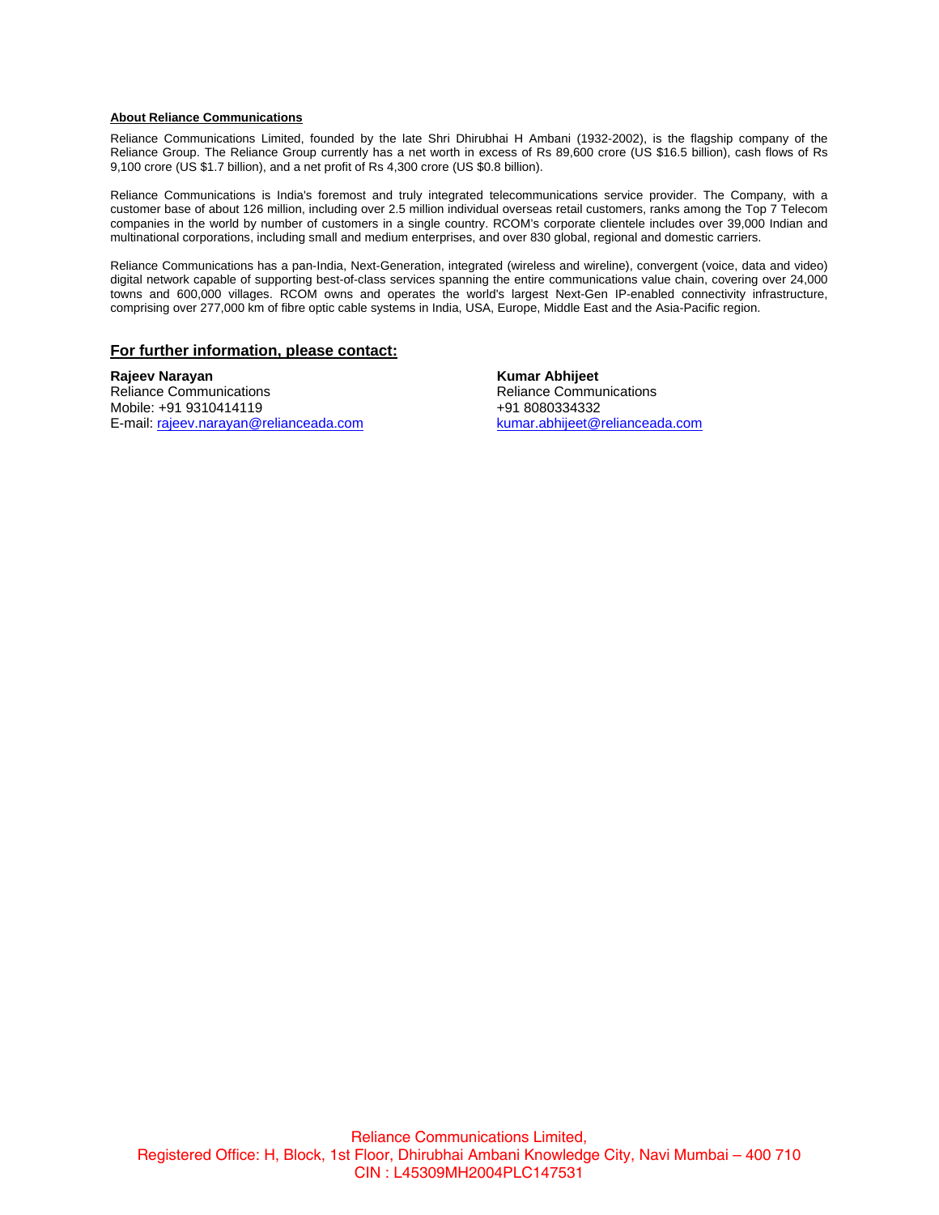**About Reliance Communications**

Reliance Communications Limited, founded by the late Shri Dhirubhai H Ambani (1932-2002), is the flagship company of the Reliance Group. The Reliance Group currently has a net worth in excess of Rs 89,600 crore (US $16.5 billion), cash flows of Rs 9,100 crore (US $1.7 billion), and a net profit of Rs 4,300 crore (US $0.8 billion).

Reliance Communications is India's foremost and truly integrated telecommunications service provider. The Company, with a customer base of about 126 million, including over 2.5 million individual overseas retail customers, ranks among the Top 7 Telecom companies in the world by number of customers in a single country. RCOM's corporate clientele includes over 39,000 Indian and multinational corporations, including small and medium enterprises, and over 830 global, regional and domestic carriers.

Reliance Communications has a pan-India, Next-Generation, integrated (wireless and wireline), convergent (voice, data and video) digital network capable of supporting best-of-class services spanning the entire communications value chain, covering over 24,000 towns and 600,000 villages. RCOM owns and operates the world's largest Next-Gen IP-enabled connectivity infrastructure, comprising over 277,000 km of fibre optic cable systems in India, USA, Europe, Middle East and the Asia-Pacific region.

## For further information, please contact:

**Rajeev Narayan**
Reliance Communications
Mobile: +91 9310414119
E-mail: rajeev.narayan@relianceada.com

**Kumar Abhijeet**
Reliance Communications
+91 8080334332
kumar.abhijeet@relianceada.com

Reliance Communications Limited,
Registered Office: H, Block, 1st Floor, Dhirubhai Ambani Knowledge City, Navi Mumbai – 400 710
CIN : L45309MH2004PLC147531